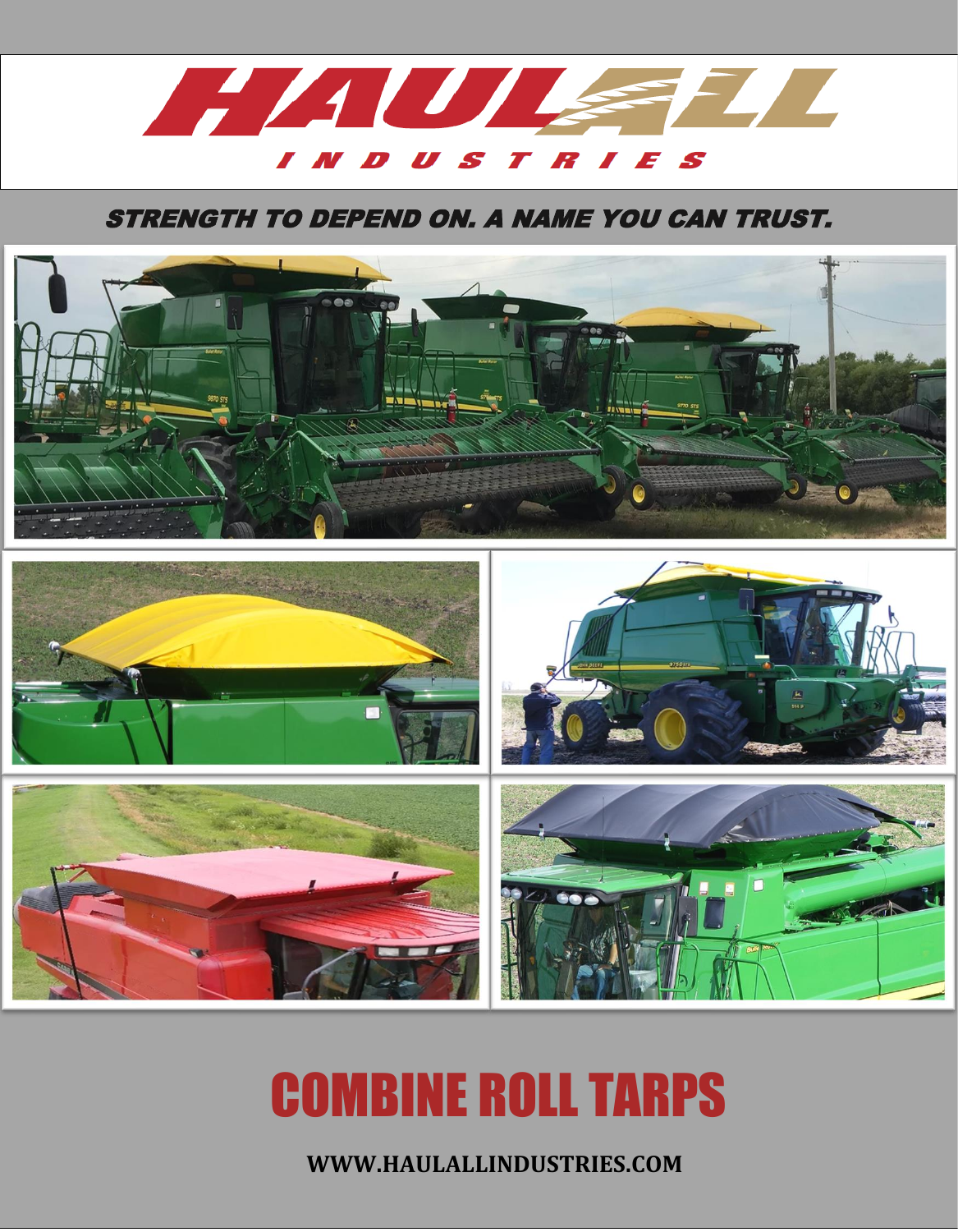# HAULALL INDUSTRIES

*STRENGTH TO DEPEND ON. A NAME YOU CAN TRUST.*

# COMBINE ROLL TARPS

**WWW.HAULALLINDUSTRIES.COM**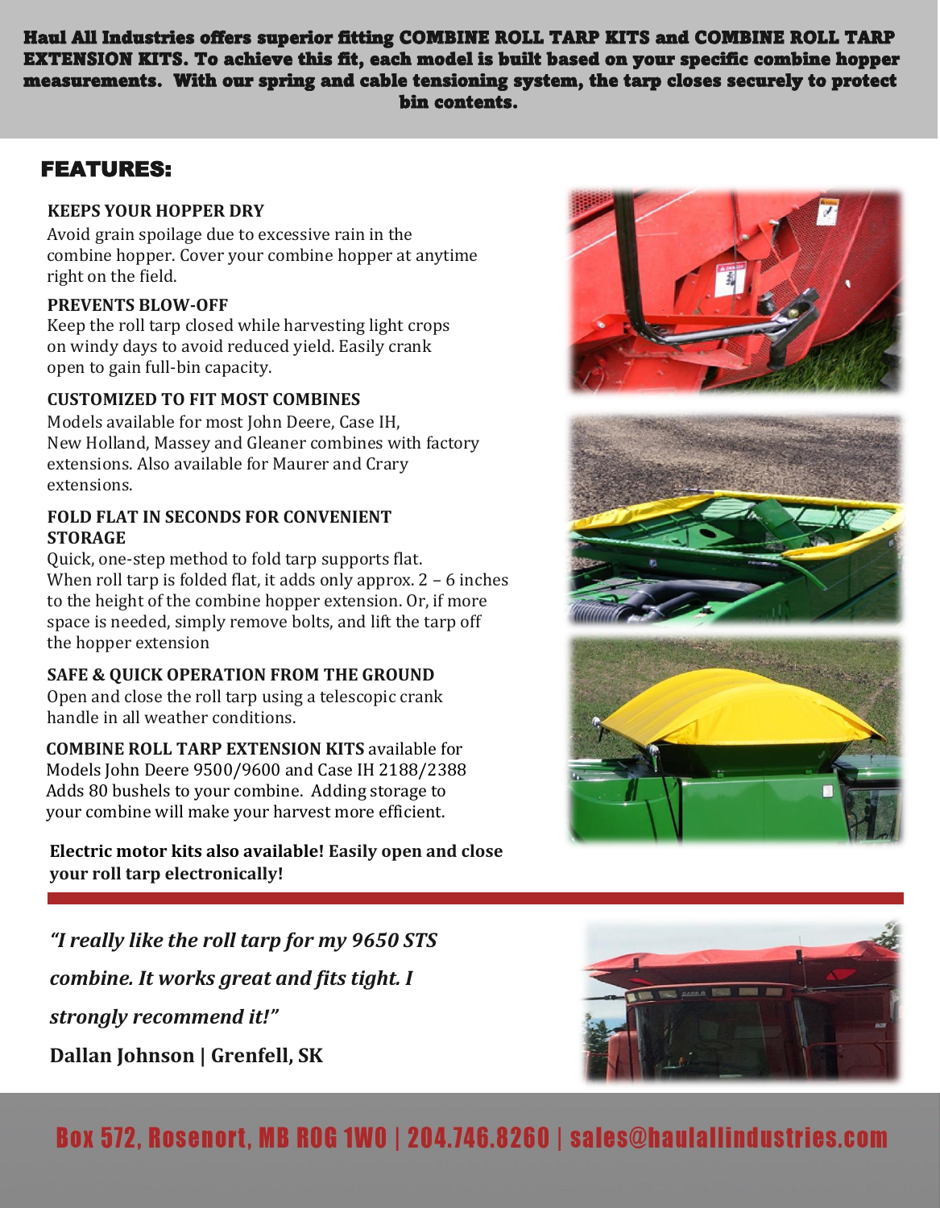**Haul All Industries offers superior fitting COMBINE ROLL TARP KITS and COMBINE ROLL TARP EXTENSION KITS. To achieve this fit, each model is built based on your specific combine hopper measurements. With our spring and cable tensioning system, the tarp closes securely to protect bin contents.**

## FEATURES:

**KEEPS YOUR HOPPER DRY**
Avoid grain spoilage due to excessive rain in the combine hopper. Cover your combine hopper at anytime right on the field.

**PREVENTS BLOW-OFF**
Keep the roll tarp closed while harvesting light crops on windy days to avoid reduced yield. Easily crank open to gain full-bin capacity.

**CUSTOMIZED TO FIT MOST COMBINES**
Models available for most John Deere, Case IH, New Holland, Massey and Gleaner combines with factory extensions. Also available for Maurer and Crary extensions.

**FOLD FLAT IN SECONDS FOR CONVENIENT STORAGE**
Quick, one-step method to fold tarp supports flat. When roll tarp is folded flat, it adds only approx. 2 – 6 inches to the height of the combine hopper extension. Or, if more space is needed, simply remove bolts, and lift the tarp off the hopper extension

**SAFE & QUICK OPERATION FROM THE GROUND**
Open and close the roll tarp using a telescopic crank handle in all weather conditions.

**COMBINE ROLL TARP EXTENSION KITS** available for Models John Deere 9500/9600 and Case IH 2188/2388 Adds 80 bushels to your combine. Adding storage to your combine will make your harvest more efficient.

**Electric motor kits also available! Easily open and close your roll tarp electronically!**

***"I really like the roll tarp for my 9650 STS combine. It works great and fits tight. I strongly recommend it!"***

**Dallan Johnson | Grenfell, SK**

Box 572, Rosenort, MB R0G 1W0 | 204.746.8260 | sales@haulallindustries.com